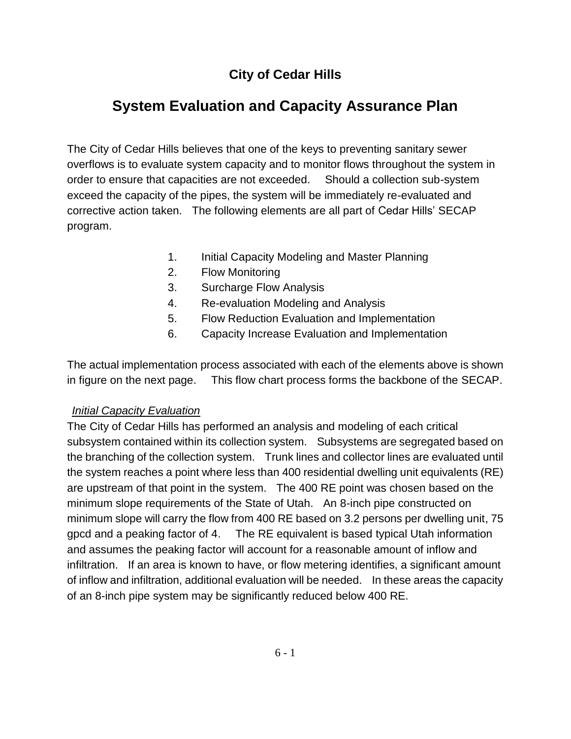## City of Cedar Hills

# System Evaluation and Capacity Assurance Plan

The City of Cedar Hills believes that one of the keys to preventing sanitary sewer overflows is to evaluate system capacity and to monitor flows throughout the system in order to ensure that capacities are not exceeded. Should a collection sub-system exceed the capacity of the pipes, the system will be immediately re-evaluated and corrective action taken. The following elements are all part of Cedar Hills' SECAP program.

1. Initial Capacity Modeling and Master Planning
2. Flow Monitoring
3. Surcharge Flow Analysis
4. Re-evaluation Modeling and Analysis
5. Flow Reduction Evaluation and Implementation
6. Capacity Increase Evaluation and Implementation

The actual implementation process associated with each of the elements above is shown in figure on the next page. This flow chart process forms the backbone of the SECAP.

*Initial Capacity Evaluation*

The City of Cedar Hills has performed an analysis and modeling of each critical subsystem contained within its collection system. Subsystems are segregated based on the branching of the collection system. Trunk lines and collector lines are evaluated until the system reaches a point where less than 400 residential dwelling unit equivalents (RE) are upstream of that point in the system. The 400 RE point was chosen based on the minimum slope requirements of the State of Utah. An 8-inch pipe constructed on minimum slope will carry the flow from 400 RE based on 3.2 persons per dwelling unit, 75 gpcd and a peaking factor of 4. The RE equivalent is based typical Utah information and assumes the peaking factor will account for a reasonable amount of inflow and infiltration. If an area is known to have, or flow metering identifies, a significant amount of inflow and infiltration, additional evaluation will be needed. In these areas the capacity of an 8-inch pipe system may be significantly reduced below 400 RE.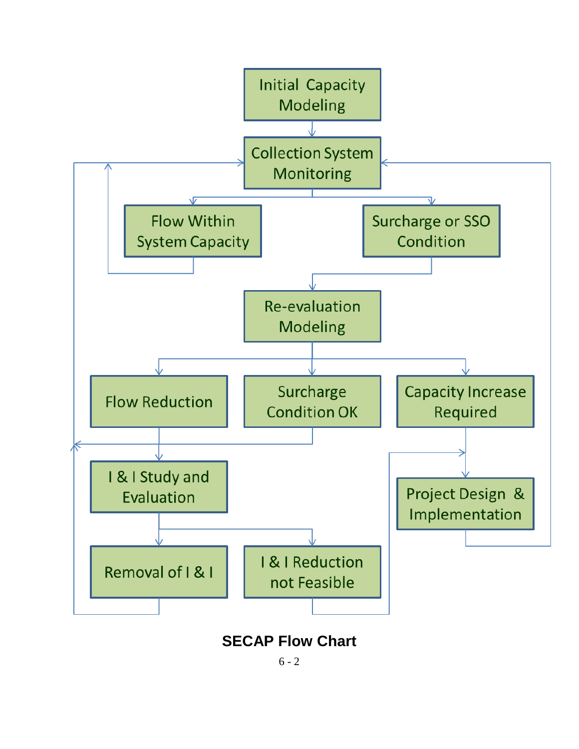Initial Capacity Modeling

Collection System Monitoring

Flow Within System Capacity

Surcharge or SSO Condition

Re-evaluation Modeling

Flow Reduction

Surcharge Condition OK

Capacity Increase Required

I & I Study and Evaluation

Project Design & Implementation

Removal of I & I

I & I Reduction not Feasible

**SECAP Flow Chart**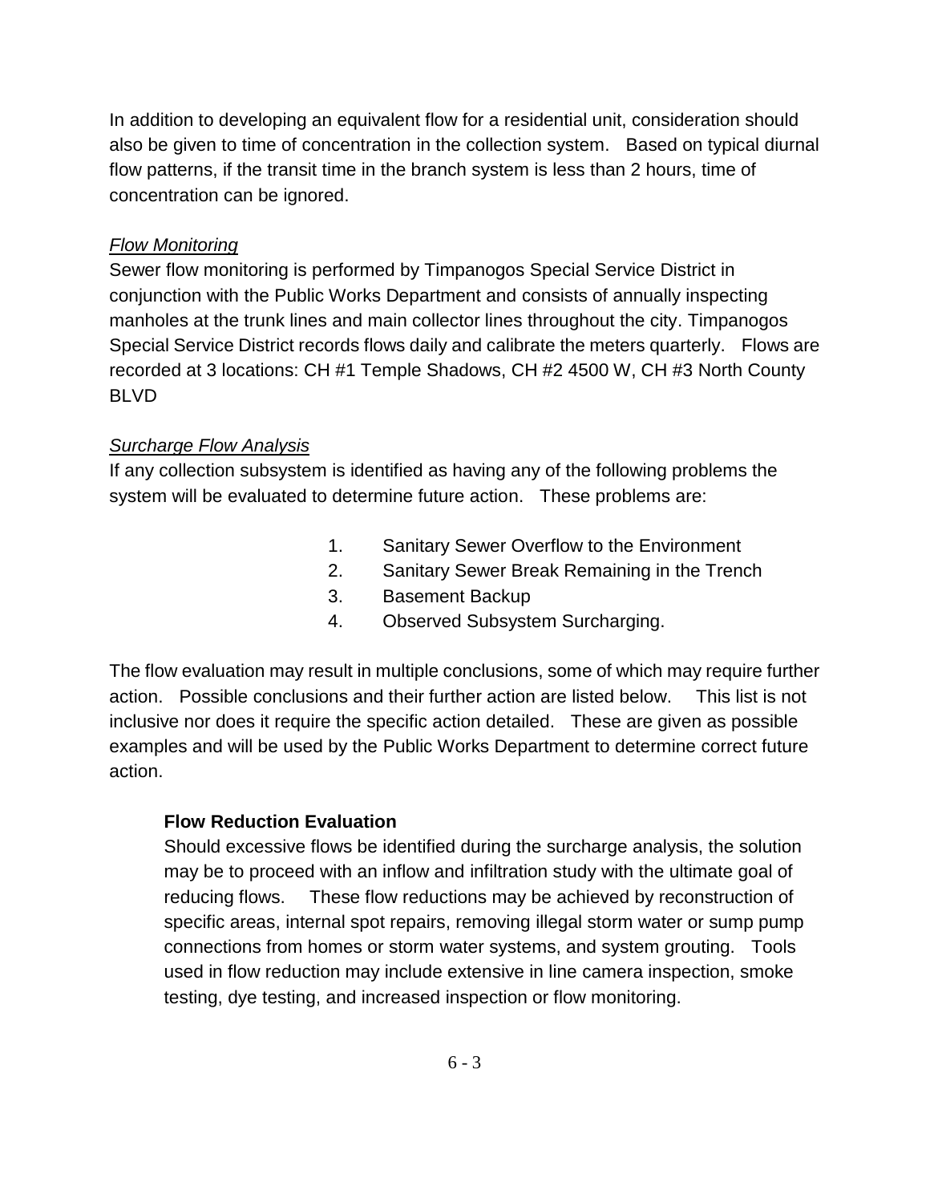In addition to developing an equivalent flow for a residential unit, consideration should also be given to time of concentration in the collection system. Based on typical diurnal flow patterns, if the transit time in the branch system is less than 2 hours, time of concentration can be ignored.

*Flow Monitoring*

Sewer flow monitoring is performed by Timpanogos Special Service District in conjunction with the Public Works Department and consists of annually inspecting manholes at the trunk lines and main collector lines throughout the city. Timpanogos Special Service District records flows daily and calibrate the meters quarterly. Flows are recorded at 3 locations: CH #1 Temple Shadows, CH #2 4500 W, CH #3 North County BLVD

*Surcharge Flow Analysis*

If any collection subsystem is identified as having any of the following problems the system will be evaluated to determine future action. These problems are:

1. Sanitary Sewer Overflow to the Environment
2. Sanitary Sewer Break Remaining in the Trench
3. Basement Backup
4. Observed Subsystem Surcharging.

The flow evaluation may result in multiple conclusions, some of which may require further action. Possible conclusions and their further action are listed below. This list is not inclusive nor does it require the specific action detailed. These are given as possible examples and will be used by the Public Works Department to determine correct future action.

**Flow Reduction Evaluation**

Should excessive flows be identified during the surcharge analysis, the solution may be to proceed with an inflow and infiltration study with the ultimate goal of reducing flows. These flow reductions may be achieved by reconstruction of specific areas, internal spot repairs, removing illegal storm water or sump pump connections from homes or storm water systems, and system grouting. Tools used in flow reduction may include extensive in line camera inspection, smoke testing, dye testing, and increased inspection or flow monitoring.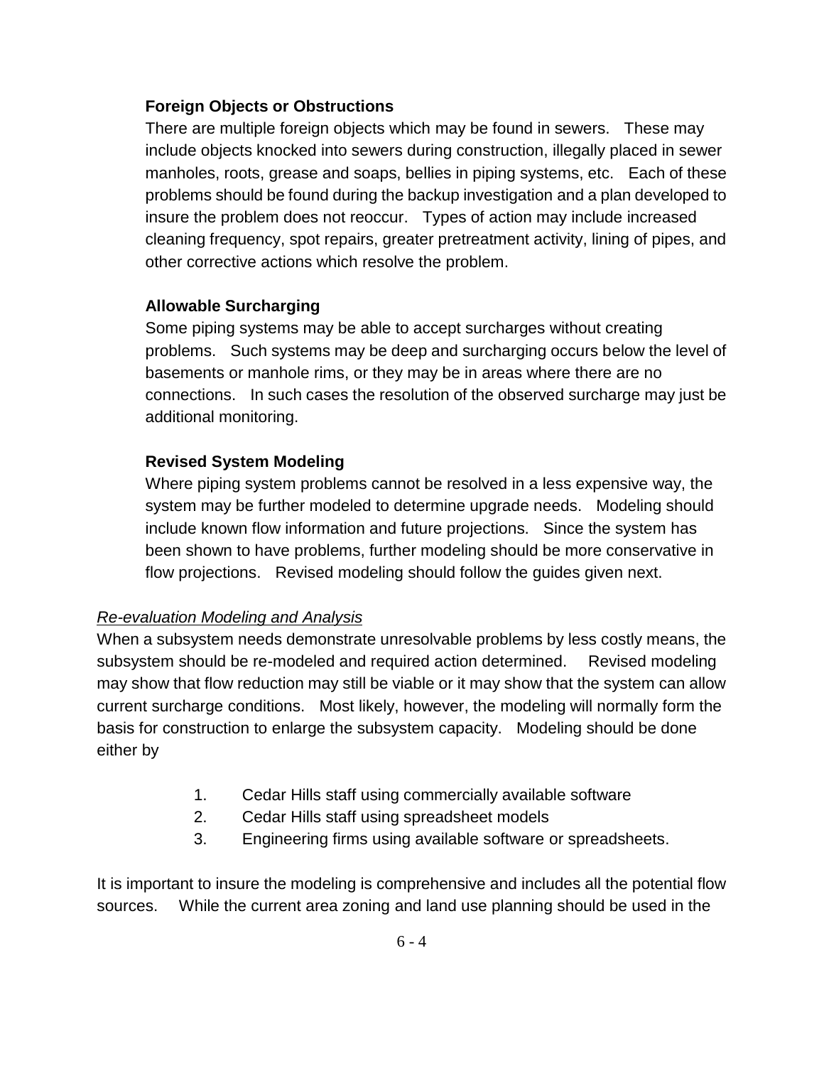**Foreign Objects or Obstructions**

There are multiple foreign objects which may be found in sewers. These may include objects knocked into sewers during construction, illegally placed in sewer manholes, roots, grease and soaps, bellies in piping systems, etc. Each of these problems should be found during the backup investigation and a plan developed to insure the problem does not reoccur. Types of action may include increased cleaning frequency, spot repairs, greater pretreatment activity, lining of pipes, and other corrective actions which resolve the problem.

**Allowable Surcharging**

Some piping systems may be able to accept surcharges without creating problems. Such systems may be deep and surcharging occurs below the level of basements or manhole rims, or they may be in areas where there are no connections. In such cases the resolution of the observed surcharge may just be additional monitoring.

**Revised System Modeling**

Where piping system problems cannot be resolved in a less expensive way, the system may be further modeled to determine upgrade needs. Modeling should include known flow information and future projections. Since the system has been shown to have problems, further modeling should be more conservative in flow projections. Revised modeling should follow the guides given next.

*Re-evaluation Modeling and Analysis*

When a subsystem needs demonstrate unresolvable problems by less costly means, the subsystem should be re-modeled and required action determined. Revised modeling may show that flow reduction may still be viable or it may show that the system can allow current surcharge conditions. Most likely, however, the modeling will normally form the basis for construction to enlarge the subsystem capacity. Modeling should be done either by

1. Cedar Hills staff using commercially available software
2. Cedar Hills staff using spreadsheet models
3. Engineering firms using available software or spreadsheets.

It is important to insure the modeling is comprehensive and includes all the potential flow sources. While the current area zoning and land use planning should be used in the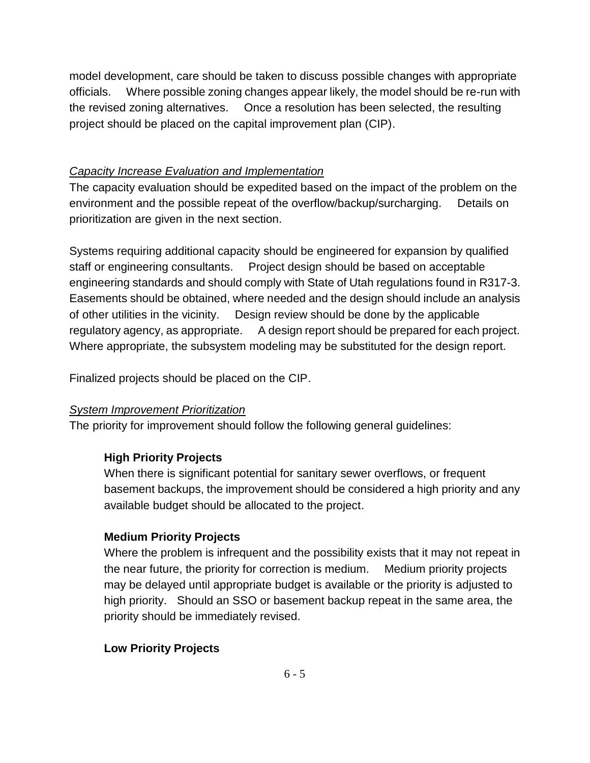model development, care should be taken to discuss possible changes with appropriate officials. Where possible zoning changes appear likely, the model should be re-run with the revised zoning alternatives. Once a resolution has been selected, the resulting project should be placed on the capital improvement plan (CIP).

*Capacity Increase Evaluation and Implementation*

The capacity evaluation should be expedited based on the impact of the problem on the environment and the possible repeat of the overflow/backup/surcharging. Details on prioritization are given in the next section.

Systems requiring additional capacity should be engineered for expansion by qualified staff or engineering consultants. Project design should be based on acceptable engineering standards and should comply with State of Utah regulations found in R317-3. Easements should be obtained, where needed and the design should include an analysis of other utilities in the vicinity. Design review should be done by the applicable regulatory agency, as appropriate. A design report should be prepared for each project. Where appropriate, the subsystem modeling may be substituted for the design report.

Finalized projects should be placed on the CIP.

*System Improvement Prioritization*

The priority for improvement should follow the following general guidelines:

**High Priority Projects**

When there is significant potential for sanitary sewer overflows, or frequent basement backups, the improvement should be considered a high priority and any available budget should be allocated to the project.

**Medium Priority Projects**

Where the problem is infrequent and the possibility exists that it may not repeat in the near future, the priority for correction is medium. Medium priority projects may be delayed until appropriate budget is available or the priority is adjusted to high priority. Should an SSO or basement backup repeat in the same area, the priority should be immediately revised.

**Low Priority Projects**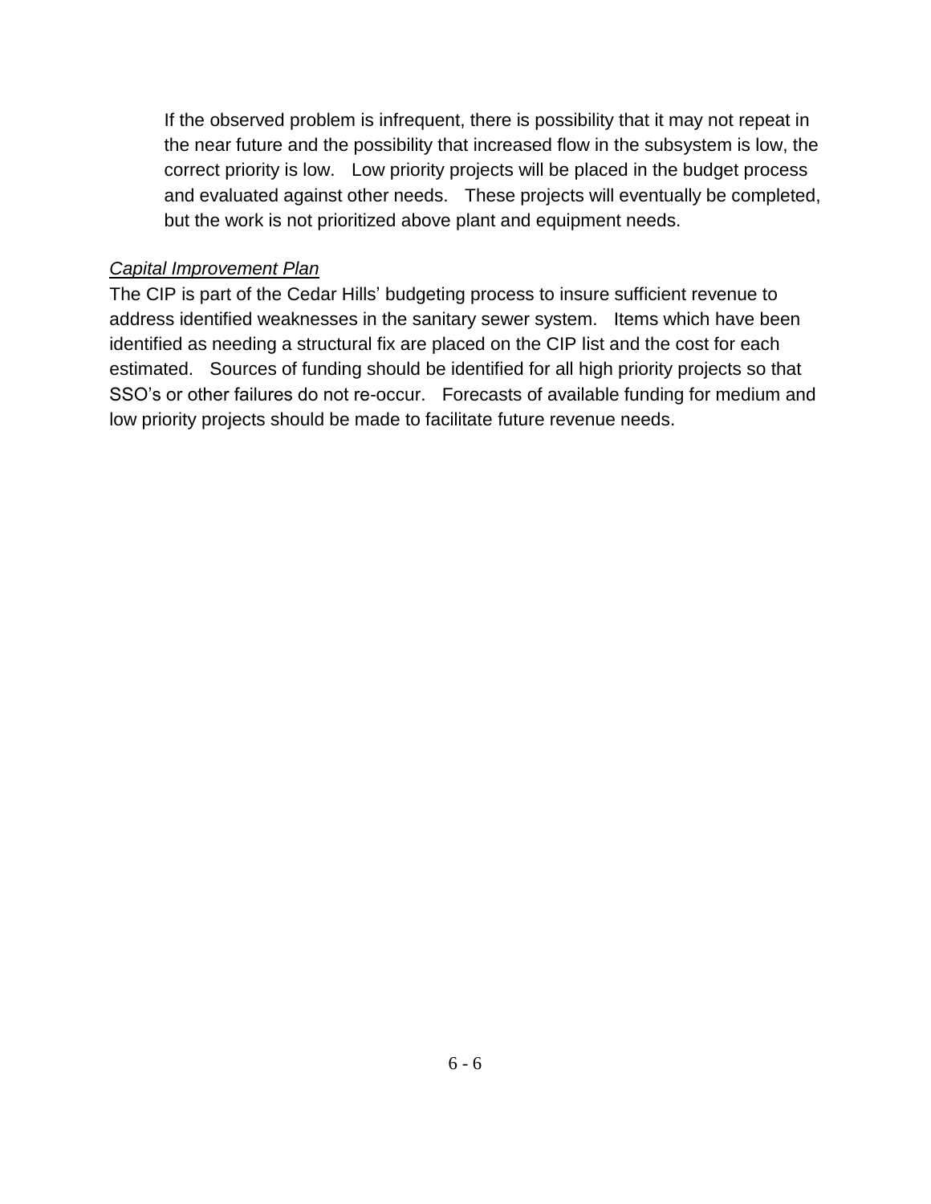If the observed problem is infrequent, there is possibility that it may not repeat in the near future and the possibility that increased flow in the subsystem is low, the correct priority is low. Low priority projects will be placed in the budget process and evaluated against other needs. These projects will eventually be completed, but the work is not prioritized above plant and equipment needs.

*Capital Improvement Plan*

The CIP is part of the Cedar Hills' budgeting process to insure sufficient revenue to address identified weaknesses in the sanitary sewer system. Items which have been identified as needing a structural fix are placed on the CIP list and the cost for each estimated. Sources of funding should be identified for all high priority projects so that SSO's or other failures do not re-occur. Forecasts of available funding for medium and low priority projects should be made to facilitate future revenue needs.